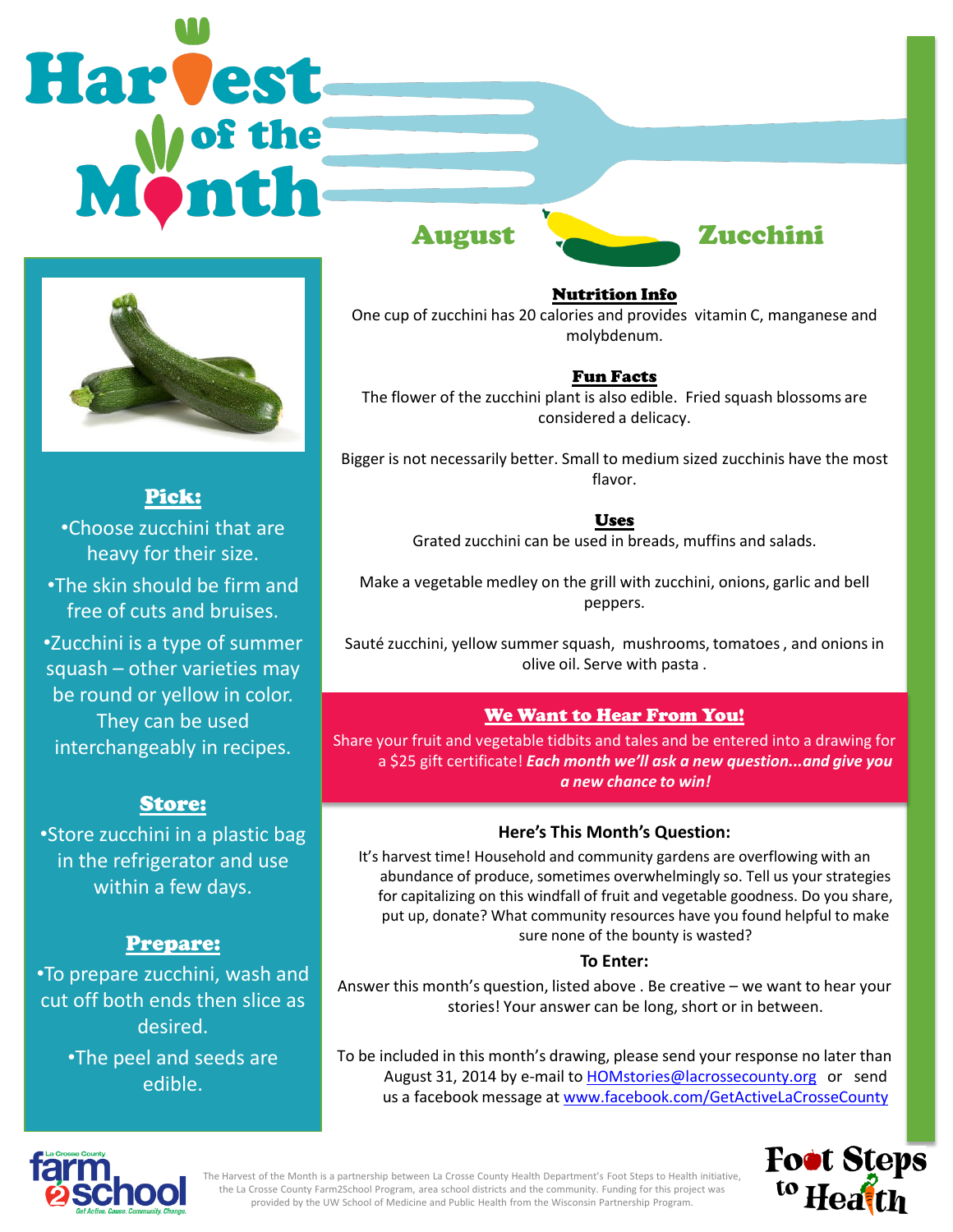# Harvest of the Month

## August — Zucchini

### Pick:

•Choose zucchini that are heavy for their size.

•The skin should be firm and free of cuts and bruises.

•Zucchini is a type of summer squash – other varieties may be round or yellow in color. They can be used interchangeably in recipes.

### Store:

•Store zucchini in a plastic bag in the refrigerator and use within a few days.

### Prepare:

•To prepare zucchini, wash and cut off both ends then slice as desired.

•The peel and seeds are edible.

### Nutrition Info

One cup of zucchini has 20 calories and provides vitamin C, manganese and molybdenum.

### Fun Facts

The flower of the zucchini plant is also edible. Fried squash blossoms are considered a delicacy.

Bigger is not necessarily better. Small to medium sized zucchinis have the most flavor.

### Uses

Grated zucchini can be used in breads, muffins and salads.

Make a vegetable medley on the grill with zucchini, onions, garlic and bell peppers.

Sauté zucchini, yellow summer squash, mushrooms, tomatoes , and onions in olive oil. Serve with pasta .

### We Want to Hear From You!

Share your fruit and vegetable tidbits and tales and be entered into a drawing for a $25 gift certificate! ***Each month we'll ask a new question...and give you a new chance to win!***

**Here's This Month's Question:**

It's harvest time! Household and community gardens are overflowing with an abundance of produce, sometimes overwhelmingly so. Tell us your strategies for capitalizing on this windfall of fruit and vegetable goodness. Do you share, put up, donate? What community resources have you found helpful to make sure none of the bounty is wasted?

**To Enter:**

Answer this month's question, listed above . Be creative – we want to hear your stories! Your answer can be long, short or in between.

To be included in this month's drawing, please send your response no later than August 31, 2014 by e-mail to HOMstories@lacrossecounty.org or send us a facebook message at www.facebook.com/GetActiveLaCrosseCounty

La Crosse County farm2school — Get Active. Cause. Community. Change.

The Harvest of the Month is a partnership between La Crosse County Health Department's Foot Steps to Health initiative, the La Crosse County Farm2School Program, area school districts and the community. Funding for this project was provided by the UW School of Medicine and Public Health from the Wisconsin Partnership Program.

Foot Steps to Health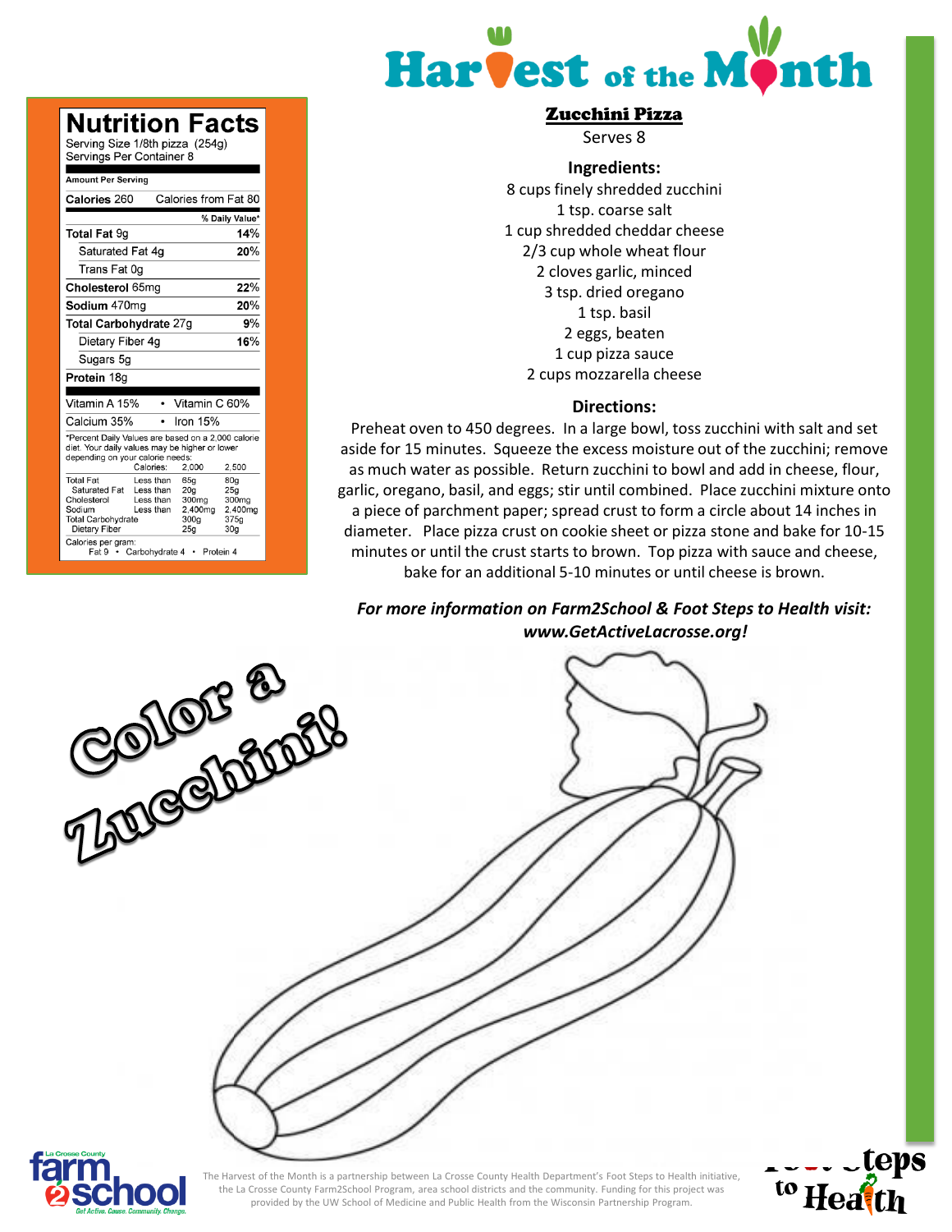# Harvest of the Month

## Zucchini Pizza

Serves 8

**Ingredients:**

8 cups finely shredded zucchini
1 tsp. coarse salt
1 cup shredded cheddar cheese
2/3 cup whole wheat flour
2 cloves garlic, minced
3 tsp. dried oregano
1 tsp. basil
2 eggs, beaten
1 cup pizza sauce
2 cups mozzarella cheese

**Directions:**

Preheat oven to 450 degrees. In a large bowl, toss zucchini with salt and set aside for 15 minutes. Squeeze the excess moisture out of the zucchini; remove as much water as possible. Return zucchini to bowl and add in cheese, flour, garlic, oregano, basil, and eggs; stir until combined. Place zucchini mixture onto a piece of parchment paper; spread crust to form a circle about 14 inches in diameter. Place pizza crust on cookie sheet or pizza stone and bake for 10-15 minutes or until the crust starts to brown. Top pizza with sauce and cheese, bake for an additional 5-10 minutes or until cheese is brown.

***For more information on Farm2School & Foot Steps to Health visit: www.GetActiveLacrosse.org!***

## Nutrition Facts

Serving Size 1/8th pizza (254g)
Servings Per Container 8

| Amount Per Serving | |
|---|---|
| Calories 260 | Calories from Fat 80 |
| | % Daily Value* |
| Total Fat 9g | 14% |
| Saturated Fat 4g | 20% |
| Trans Fat 0g | |
| Cholesterol 65mg | 22% |
| Sodium 470mg | 20% |
| Total Carbohydrate 27g | 9% |
| Dietary Fiber 4g | 16% |
| Sugars 5g | |
| Protein 18g | |
| Vitamin A 15% | Vitamin C 60% |
| Calcium 35% | Iron 15% |

*Percent Daily Values are based on a 2,000 calorie diet. Your daily values may be higher or lower depending on your calorie needs:

| | | Calories: 2,000 | 2,500 |
|---|---|---|---|
| Total Fat | Less than | 65g | 80g |
| Saturated Fat | Less than | 20g | 25g |
| Cholesterol | Less than | 300mg | 300mg |
| Sodium | Less than | 2,400mg | 2,400mg |
| Total Carbohydrate | | 300g | 375g |
| Dietary Fiber | | 25g | 30g |

Calories per gram:
Fat 9 • Carbohydrate 4 • Protein 4

**Color a Zucchini!**

The Harvest of the Month is a partnership between La Crosse County Health Department's Foot Steps to Health initiative, the La Crosse County Farm2School Program, area school districts and the community. Funding for this project was provided by the UW School of Medicine and Public Health from the Wisconsin Partnership Program.